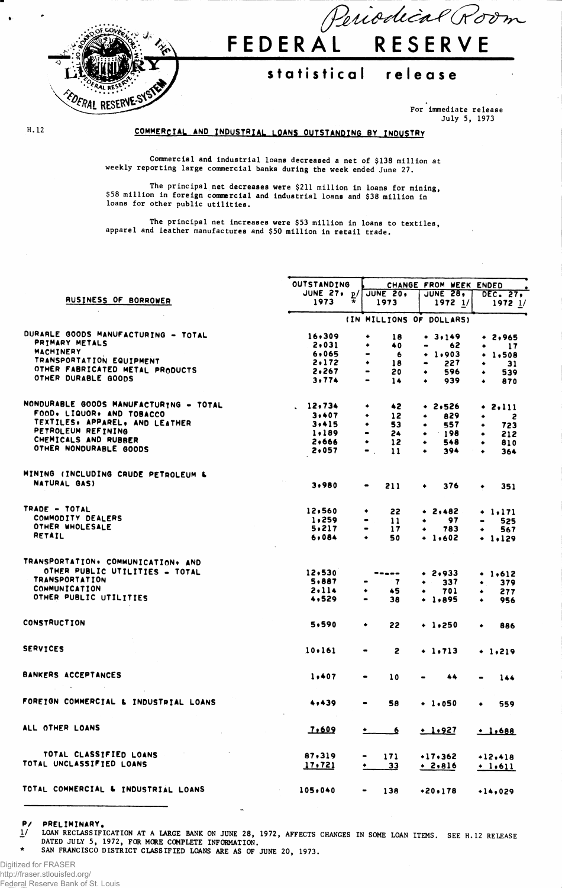Periodical Room

# FEDERAL RESERVE

## statistical release

For immediate release
July 5, 1973

H.12

### COMMERCIAL AND INDUSTRIAL LOANS OUTSTANDING BY INDUSTRY

Commercial and industrial loans decreased a net of $138 million at weekly reporting large commercial banks during the week ended June 27.

The principal net decreases were $211 million in loans for mining, $58 million in foreign commercial and industrial loans and $38 million in loans for other public utilities.

The principal net increases were $53 million in loans to textiles, apparel and leather manufactures and $50 million in retail trade.

| BUSINESS OF BORROWER | OUTSTANDING JUNE 27, 1973 p/ * | CHANGE FROM WEEK ENDED JUNE 20, 1973 | JUNE 28, 1972 1/ | DEC. 27, 1972 1/ |
|---|---|---|---|---|
| | (IN MILLIONS OF DOLLARS) | | | |
| DURABLE GOODS MANUFACTURING - TOTAL | 16,309 | + 18 | + 3,149 | + 2,965 |
| PRIMARY METALS | 2,031 | + 40 | - 62 | + 17 |
| MACHINERY | 6,065 | - 6 | + 1,903 | + 1,508 |
| TRANSPORTATION EQUIPMENT | 2,172 | + 18 | - 227 | + 31 |
| OTHER FABRICATED METAL PRODUCTS | 2,267 | - 20 | + 596 | + 539 |
| OTHER DURABLE GOODS | 3,774 | - 14 | + 939 | + 870 |
| NONDURABLE GOODS MANUFACTURING - TOTAL | 12,734 | + 42 | + 2,526 | + 2,111 |
| FOOD, LIQUOR, AND TOBACCO | 3,407 | + 12 | + 829 | + 2 |
| TEXTILES, APPAREL, AND LEATHER | 3,415 | + 53 | + 557 | + 723 |
| PETROLEUM REFINING | 1,189 | - 24 | + 198 | + 212 |
| CHEMICALS AND RUBBER | 2,666 | + 12 | + 548 | + 810 |
| OTHER NONDURABLE GOODS | 2,057 | - 11 | + 394 | + 364 |
| MINING (INCLUDING CRUDE PETROLEUM & NATURAL GAS) | 3,980 | - 211 | + 376 | + 351 |
| TRADE - TOTAL | 12,560 | + 22 | + 2,482 | + 1,171 |
| COMMODITY DEALERS | 1,259 | - 11 | + 97 | - 525 |
| OTHER WHOLESALE | 5,217 | - 17 | + 783 | + 567 |
| RETAIL | 6,084 | + 50 | + 1,602 | + 1,129 |
| TRANSPORTATION, COMMUNICATION, AND OTHER PUBLIC UTILITIES - TOTAL | 12,530 | ----- | + 2,933 | + 1,612 |
| TRANSPORTATION | 5,887 | - 7 | + 337 | + 379 |
| COMMUNICATION | 2,114 | + 45 | + 701 | + 277 |
| OTHER PUBLIC UTILITIES | 4,529 | - 38 | + 1,895 | + 956 |
| CONSTRUCTION | 5,590 | + 22 | + 1,250 | + 886 |
| SERVICES | 10,161 | - 2 | + 1,713 | + 1,219 |
| BANKERS ACCEPTANCES | 1,407 | - 10 | - 44 | - 144 |
| FOREIGN COMMERCIAL & INDUSTRIAL LOANS | 4,439 | - 58 | + 1,050 | + 559 |
| ALL OTHER LOANS | 7,609 | + 6 | + 1,927 | + 1,688 |
| TOTAL CLASSIFIED LOANS | 87,319 | - 171 | +17,362 | +12,418 |
| TOTAL UNCLASSIFIED LOANS | 17,721 | + 33 | + 2,816 | + 1,611 |
| TOTAL COMMERCIAL & INDUSTRIAL LOANS | 105,040 | - 138 | +20,178 | +14,029 |

P/ PRELIMINARY.
1/ LOAN RECLASSIFICATION AT A LARGE BANK ON JUNE 28, 1972, AFFECTS CHANGES IN SOME LOAN ITEMS. SEE H.12 RELEASE DATED JULY 5, 1972, FOR MORE COMPLETE INFORMATION.
* SAN FRANCISCO DISTRICT CLASSIFIED LOANS ARE AS OF JUNE 20, 1973.

Digitized for FRASER
http://fraser.stlouisfed.org/
Federal Reserve Bank of St. Louis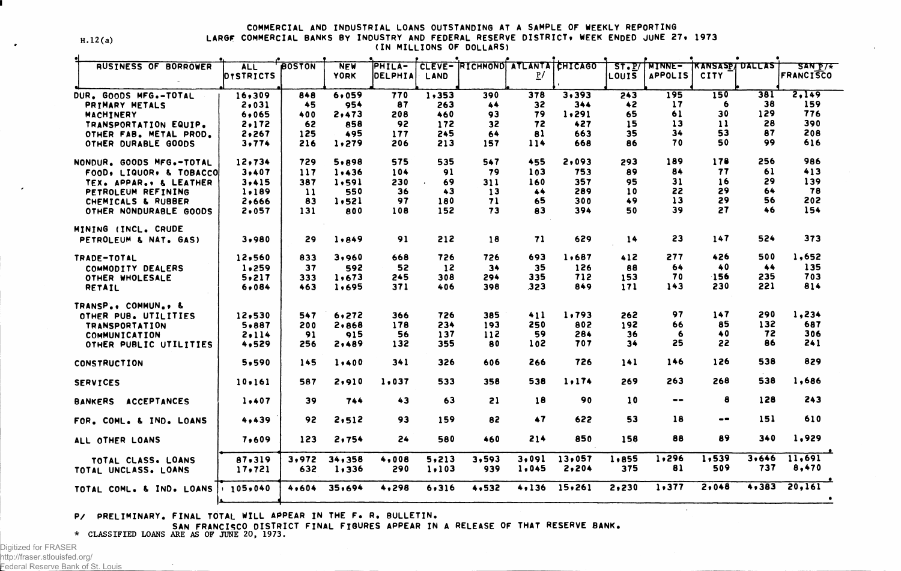H.12(a)

# COMMERCIAL AND INDUSTRIAL LOANS OUTSTANDING AT A SAMPLE OF WEEKLY REPORTING LARGE COMMERCIAL BANKS BY INDUSTRY AND FEDERAL RESERVE DISTRICT, WEEK ENDED JUNE 27, 1973
(IN MILLIONS OF DOLLARS)

| BUSINESS OF BORROWER | ALL DISTRICTS | BOSTON | NEW YORK | PHILA-DELPHIA | CLEVE-LAND | RICHMOND | ATLANTA P/ | CHICAGO | ST. LOUIS P/ | MINNE-APOLIS | KANSAS CITY P/ | DALLAS | SAN FRANCISCO P/* |
|---|---|---|---|---|---|---|---|---|---|---|---|---|---|
| DUR. GOODS MFG.-TOTAL | 16,309 | 848 | 6,059 | 770 | 1,353 | 390 | 378 | 3,393 | 243 | 195 | 150 | 381 | 2,149 |
| PRIMARY METALS | 2,031 | 45 | 954 | 87 | 263 | 44 | 32 | 344 | 42 | 17 | 6 | 38 | 159 |
| MACHINERY | 6,065 | 400 | 2,473 | 208 | 460 | 93 | 79 | 1,291 | 65 | 61 | 30 | 129 | 776 |
| TRANSPORTATION EQUIP. | 2,172 | 62 | 858 | 92 | 172 | 32 | 72 | 427 | 15 | 13 | 11 | 28 | 390 |
| OTHER FAB. METAL PROD. | 2,267 | 125 | 495 | 177 | 245 | 64 | 81 | 663 | 35 | 34 | 53 | 87 | 208 |
| OTHER DURABLE GOODS | 3,774 | 216 | 1,279 | 206 | 213 | 157 | 114 | 668 | 86 | 70 | 50 | 99 | 616 |
| NONDUR. GOODS MFG.-TOTAL | 12,734 | 729 | 5,898 | 575 | 535 | 547 | 455 | 2,093 | 293 | 189 | 178 | 256 | 986 |
| FOOD, LIQUOR, & TOBACCO | 3,407 | 117 | 1,436 | 104 | 91 | 79 | 103 | 753 | 89 | 84 | 77 | 61 | 413 |
| TEX. APPAR., & LEATHER | 3,415 | 387 | 1,591 | 230 | 69 | 311 | 160 | 357 | 95 | 31 | 16 | 29 | 139 |
| PETROLEUM REFINING | 1,189 | 11 | 550 | 36 | 43 | 13 | 44 | 289 | 10 | 22 | 29 | 64 | 78 |
| CHEMICALS & RUBBER | 2,666 | 83 | 1,521 | 97 | 180 | 71 | 65 | 300 | 49 | 13 | 29 | 56 | 202 |
| OTHER NONDURABLE GOODS | 2,057 | 131 | 800 | 108 | 152 | 73 | 83 | 394 | 50 | 39 | 27 | 46 | 154 |
| MINING (INCL. CRUDE PETROLEUM & NAT. GAS) | 3,980 | 29 | 1,849 | 91 | 212 | 18 | 71 | 629 | 14 | 23 | 147 | 524 | 373 |
| TRADE-TOTAL | 12,560 | 833 | 3,960 | 668 | 726 | 726 | 693 | 1,687 | 412 | 277 | 426 | 500 | 1,652 |
| COMMODITY DEALERS | 1,259 | 37 | 592 | 52 | 12 | 34 | 35 | 126 | 88 | 64 | 40 | 44 | 135 |
| OTHER WHOLESALE | 5,217 | 333 | 1,673 | 245 | 308 | 294 | 335 | 712 | 153 | 70 | 156 | 235 | 703 |
| RETAIL | 6,084 | 463 | 1,695 | 371 | 406 | 398 | 323 | 849 | 171 | 143 | 230 | 221 | 814 |
| TRANSP., COMMUN., & OTHER PUB. UTILITIES | 12,530 | 547 | 6,272 | 366 | 726 | 385 | 411 | 1,793 | 262 | 97 | 147 | 290 | 1,234 |
| TRANSPORTATION | 5,887 | 200 | 2,868 | 178 | 234 | 193 | 250 | 802 | 192 | 66 | 85 | 132 | 687 |
| COMMUNICATION | 2,114 | 91 | 915 | 56 | 137 | 112 | 59 | 284 | 36 | 6 | 40 | 72 | 306 |
| OTHER PUBLIC UTILITIES | 4,529 | 256 | 2,489 | 132 | 355 | 80 | 102 | 707 | 34 | 25 | 22 | 86 | 241 |
| CONSTRUCTION | 5,590 | 145 | 1,400 | 341 | 326 | 606 | 266 | 726 | 141 | 146 | 126 | 538 | 829 |
| SERVICES | 10,161 | 587 | 2,910 | 1,037 | 533 | 358 | 538 | 1,174 | 269 | 263 | 268 | 538 | 1,686 |
| BANKERS ACCEPTANCES | 1,407 | 39 | 744 | 43 | 63 | 21 | 18 | 90 | 10 | -- | 8 | 128 | 243 |
| FOR. COML. & IND. LOANS | 4,439 | 92 | 2,512 | 93 | 159 | 82 | 47 | 622 | 53 | 18 | -- | 151 | 610 |
| ALL OTHER LOANS | 7,609 | 123 | 2,754 | 24 | 580 | 460 | 214 | 850 | 158 | 88 | 89 | 340 | 1,929 |
| TOTAL CLASS. LOANS | 87,319 | 3,972 | 34,358 | 4,008 | 5,213 | 3,593 | 3,091 | 13,057 | 1,855 | 1,296 | 1,539 | 3,646 | 11,691 |
| TOTAL UNCLASS. LOANS | 17,721 | 632 | 1,336 | 290 | 1,103 | 939 | 1,045 | 2,204 | 375 | 81 | 509 | 737 | 8,470 |
| TOTAL COML. & IND. LOANS | 105,040 | 4,604 | 35,694 | 4,298 | 6,316 | 4,532 | 4,136 | 15,261 | 2,230 | 1,377 | 2,048 | 4,383 | 20,161 |

P/ PRELIMINARY. FINAL TOTAL WILL APPEAR IN THE F. R. BULLETIN.
SAN FRANCISCO DISTRICT FINAL FIGURES APPEAR IN A RELEASE OF THAT RESERVE BANK.
* CLASSIFIED LOANS ARE AS OF JUNE 20, 1973.